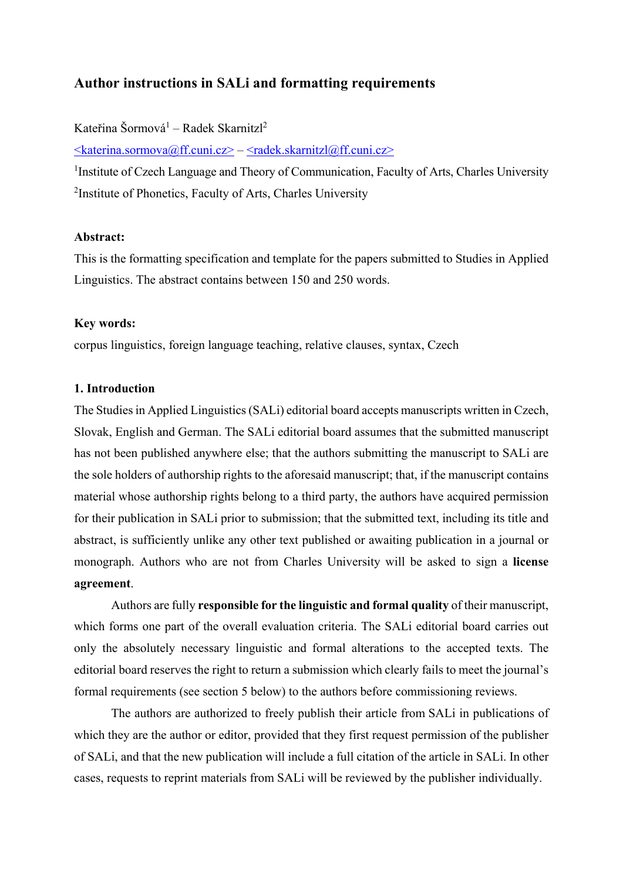# Author instructions in SALi and formatting requirements

Kateřina Šormová[1] – Radek Skarnitzl[2]

<katerina.sormova@ff.cuni.cz> – <radek.skarnitzl@ff.cuni.cz>

[1]Institute of Czech Language and Theory of Communication, Faculty of Arts, Charles University

[2]Institute of Phonetics, Faculty of Arts, Charles University

**Abstract:**

This is the formatting specification and template for the papers submitted to Studies in Applied Linguistics. The abstract contains between 150 and 250 words.

**Key words:**

corpus linguistics, foreign language teaching, relative clauses, syntax, Czech

## 1. Introduction

The Studies in Applied Linguistics (SALi) editorial board accepts manuscripts written in Czech, Slovak, English and German. The SALi editorial board assumes that the submitted manuscript has not been published anywhere else; that the authors submitting the manuscript to SALi are the sole holders of authorship rights to the aforesaid manuscript; that, if the manuscript contains material whose authorship rights belong to a third party, the authors have acquired permission for their publication in SALi prior to submission; that the submitted text, including its title and abstract, is sufficiently unlike any other text published or awaiting publication in a journal or monograph. Authors who are not from Charles University will be asked to sign a **license agreement**.

Authors are fully **responsible for the linguistic and formal quality** of their manuscript, which forms one part of the overall evaluation criteria. The SALi editorial board carries out only the absolutely necessary linguistic and formal alterations to the accepted texts. The editorial board reserves the right to return a submission which clearly fails to meet the journal's formal requirements (see section 5 below) to the authors before commissioning reviews.

The authors are authorized to freely publish their article from SALi in publications of which they are the author or editor, provided that they first request permission of the publisher of SALi, and that the new publication will include a full citation of the article in SALi. In other cases, requests to reprint materials from SALi will be reviewed by the publisher individually.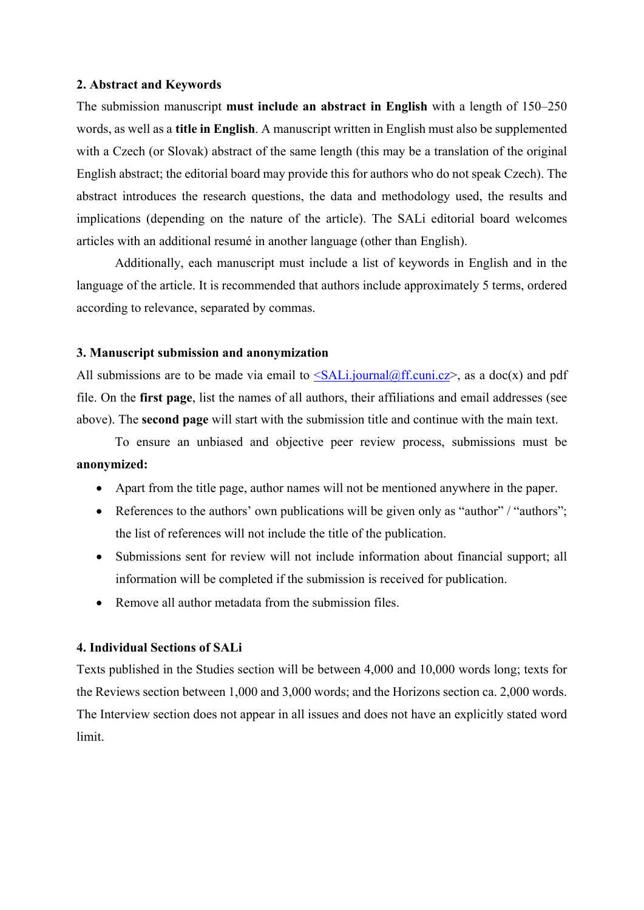## 2. Abstract and Keywords

The submission manuscript **must include an abstract in English** with a length of 150–250 words, as well as a **title in English**. A manuscript written in English must also be supplemented with a Czech (or Slovak) abstract of the same length (this may be a translation of the original English abstract; the editorial board may provide this for authors who do not speak Czech). The abstract introduces the research questions, the data and methodology used, the results and implications (depending on the nature of the article). The SALi editorial board welcomes articles with an additional resumé in another language (other than English).

Additionally, each manuscript must include a list of keywords in English and in the language of the article. It is recommended that authors include approximately 5 terms, ordered according to relevance, separated by commas.

## 3. Manuscript submission and anonymization

All submissions are to be made via email to <SALi.journal@ff.cuni.cz>, as a doc(x) and pdf file. On the **first page**, list the names of all authors, their affiliations and email addresses (see above). The **second page** will start with the submission title and continue with the main text.

To ensure an unbiased and objective peer review process, submissions must be **anonymized:**

- Apart from the title page, author names will not be mentioned anywhere in the paper.
- References to the authors' own publications will be given only as "author" / "authors"; the list of references will not include the title of the publication.
- Submissions sent for review will not include information about financial support; all information will be completed if the submission is received for publication.
- Remove all author metadata from the submission files.

## 4. Individual Sections of SALi

Texts published in the Studies section will be between 4,000 and 10,000 words long; texts for the Reviews section between 1,000 and 3,000 words; and the Horizons section ca. 2,000 words. The Interview section does not appear in all issues and does not have an explicitly stated word limit.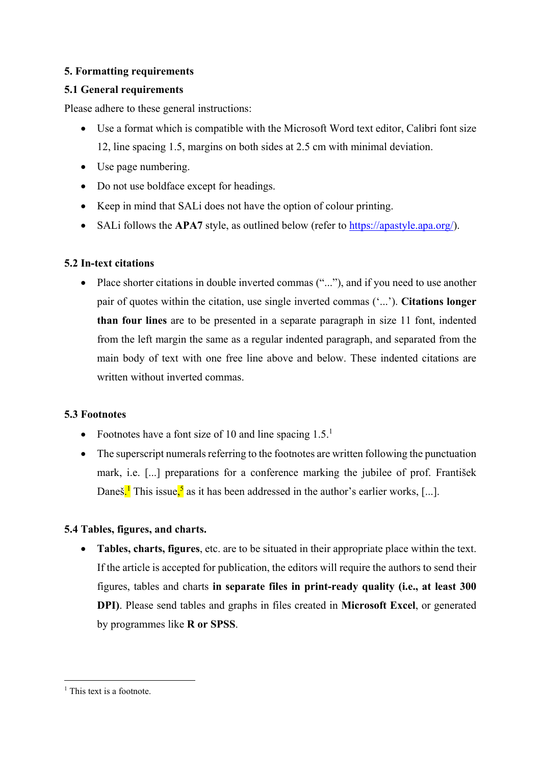## 5. Formatting requirements

### 5.1 General requirements

Please adhere to these general instructions:

- Use a format which is compatible with the Microsoft Word text editor, Calibri font size 12, line spacing 1.5, margins on both sides at 2.5 cm with minimal deviation.
- Use page numbering.
- Do not use boldface except for headings.
- Keep in mind that SALi does not have the option of colour printing.
- SALi follows the **APA7** style, as outlined below (refer to https://apastyle.apa.org/).

### 5.2 In-text citations

- Place shorter citations in double inverted commas ("..."), and if you need to use another pair of quotes within the citation, use single inverted commas ('...'). **Citations longer than four lines** are to be presented in a separate paragraph in size 11 font, indented from the left margin the same as a regular indented paragraph, and separated from the main body of text with one free line above and below. These indented citations are written without inverted commas.

### 5.3 Footnotes

- Footnotes have a font size of 10 and line spacing 1.5.[1]
- The superscript numerals referring to the footnotes are written following the punctuation mark, i.e. [...] preparations for a conference marking the jubilee of prof. František Daneš.[1] This issue,[5] as it has been addressed in the author's earlier works, [...].

### 5.4 Tables, figures, and charts.

- **Tables, charts, figures**, etc. are to be situated in their appropriate place within the text. If the article is accepted for publication, the editors will require the authors to send their figures, tables and charts **in separate files in print-ready quality (i.e., at least 300 DPI)**. Please send tables and graphs in files created in **Microsoft Excel**, or generated by programmes like **R or SPSS**.

---

[1] This text is a footnote.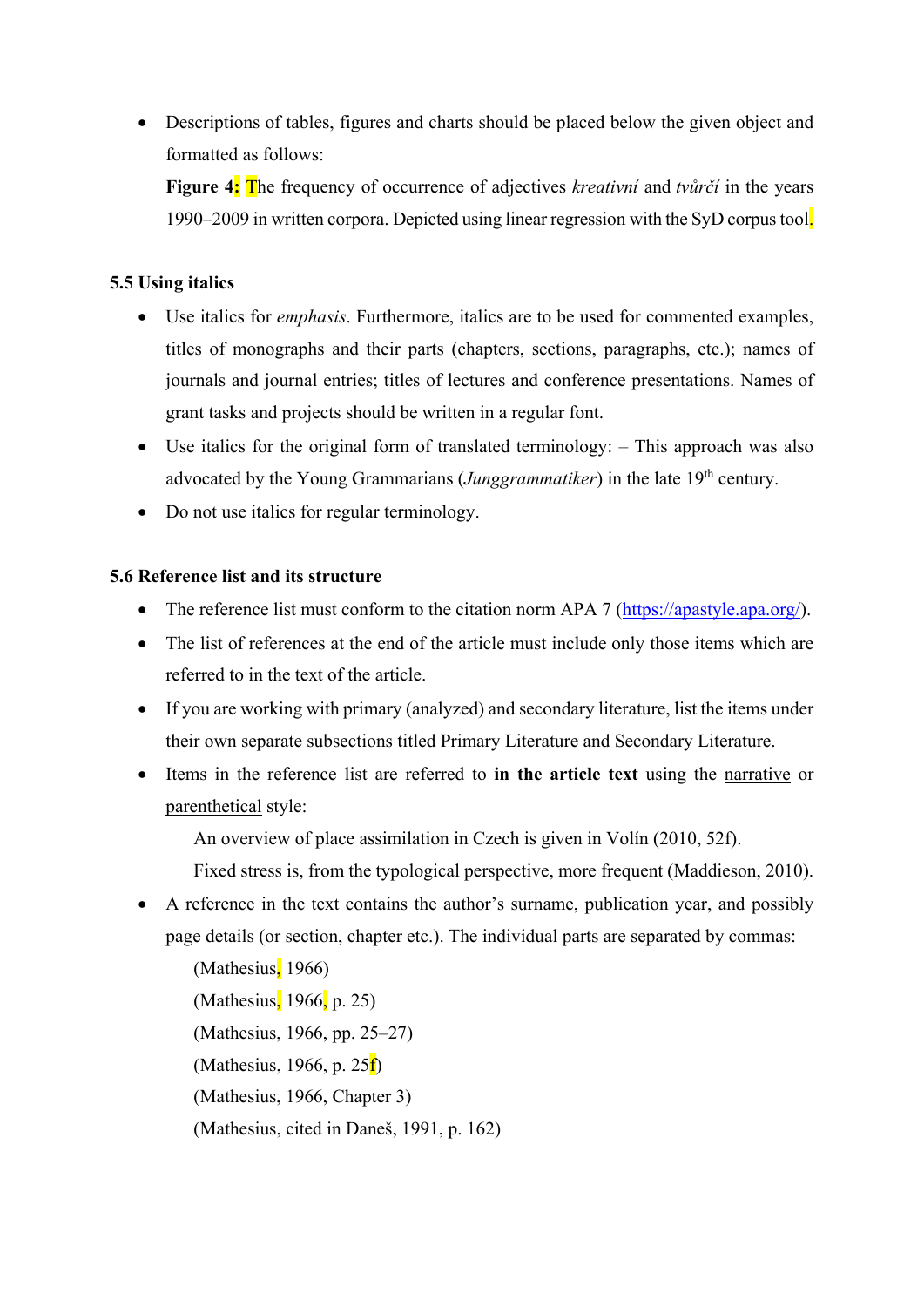- Descriptions of tables, figures and charts should be placed below the given object and formatted as follows:

  **Figure 4:** The frequency of occurrence of adjectives *kreativní* and *tvůrčí* in the years 1990–2009 in written corpora. Depicted using linear regression with the SyD corpus tool.

### 5.5 Using italics

- Use italics for *emphasis*. Furthermore, italics are to be used for commented examples, titles of monographs and their parts (chapters, sections, paragraphs, etc.); names of journals and journal entries; titles of lectures and conference presentations. Names of grant tasks and projects should be written in a regular font.
- Use italics for the original form of translated terminology: – This approach was also advocated by the Young Grammarians (*Junggrammatiker*) in the late 19th century.
- Do not use italics for regular terminology.

### 5.6 Reference list and its structure

- The reference list must conform to the citation norm APA 7 (https://apastyle.apa.org/).
- The list of references at the end of the article must include only those items which are referred to in the text of the article.
- If you are working with primary (analyzed) and secondary literature, list the items under their own separate subsections titled Primary Literature and Secondary Literature.
- Items in the reference list are referred to **in the article text** using the narrative or parenthetical style:

  An overview of place assimilation in Czech is given in Volín (2010, 52f).

  Fixed stress is, from the typological perspective, more frequent (Maddieson, 2010).
- A reference in the text contains the author's surname, publication year, and possibly page details (or section, chapter etc.). The individual parts are separated by commas:

  (Mathesius, 1966)

  (Mathesius, 1966, p. 25)

  (Mathesius, 1966, pp. 25–27)

  (Mathesius, 1966, p. 25f)

  (Mathesius, 1966, Chapter 3)

  (Mathesius, cited in Daneš, 1991, p. 162)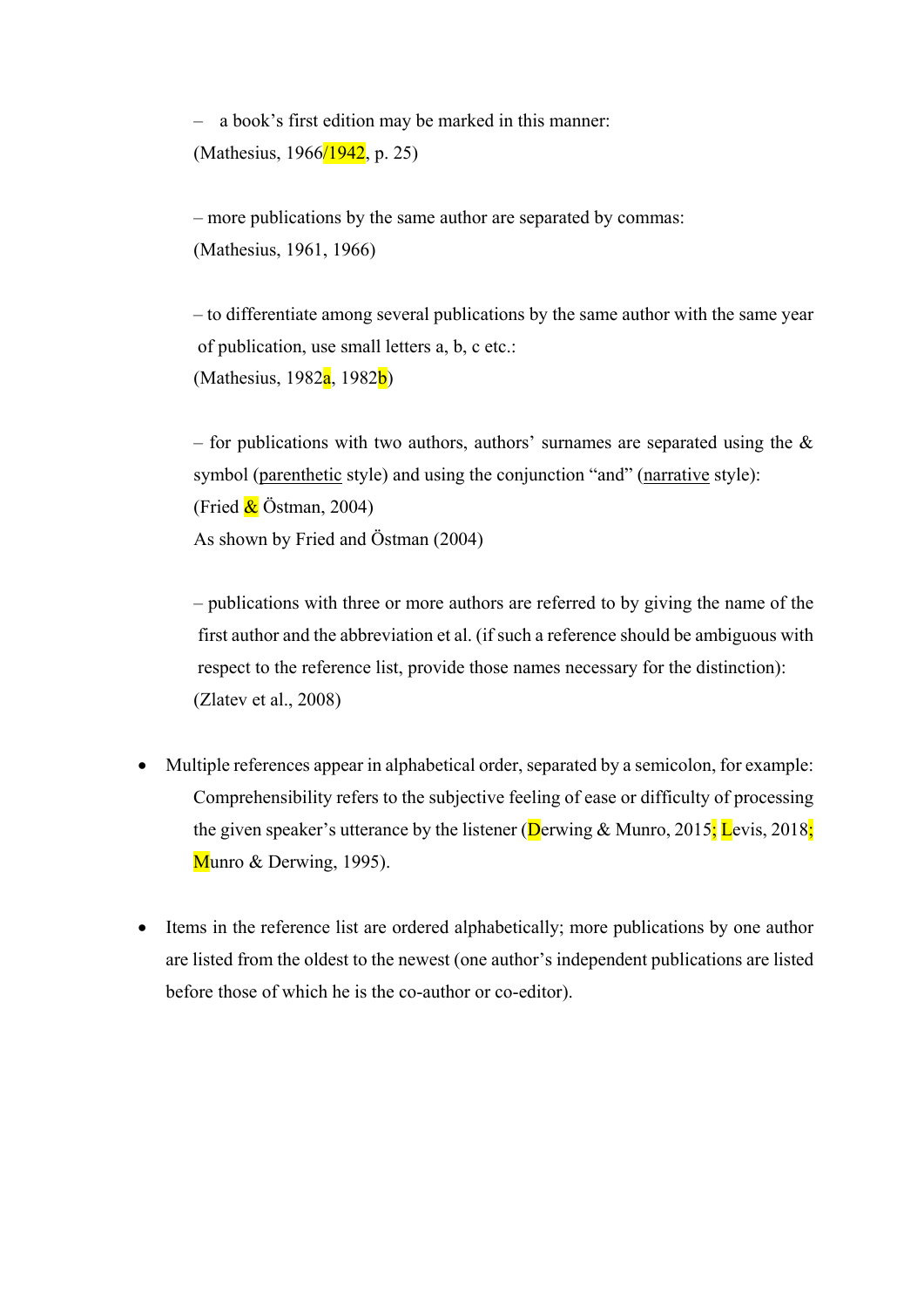– a book's first edition may be marked in this manner:
(Mathesius, 1966/1942, p. 25)

– more publications by the same author are separated by commas:
(Mathesius, 1961, 1966)

– to differentiate among several publications by the same author with the same year of publication, use small letters a, b, c etc.:
(Mathesius, 1982a, 1982b)

– for publications with two authors, authors' surnames are separated using the & symbol (parenthetic style) and using the conjunction "and" (narrative style):
(Fried & Östman, 2004)
As shown by Fried and Östman (2004)

– publications with three or more authors are referred to by giving the name of the first author and the abbreviation et al. (if such a reference should be ambiguous with respect to the reference list, provide those names necessary for the distinction):
(Zlatev et al., 2008)

- Multiple references appear in alphabetical order, separated by a semicolon, for example:
  Comprehensibility refers to the subjective feeling of ease or difficulty of processing the given speaker's utterance by the listener (Derwing & Munro, 2015; Levis, 2018; Munro & Derwing, 1995).

- Items in the reference list are ordered alphabetically; more publications by one author are listed from the oldest to the newest (one author's independent publications are listed before those of which he is the co-author or co-editor).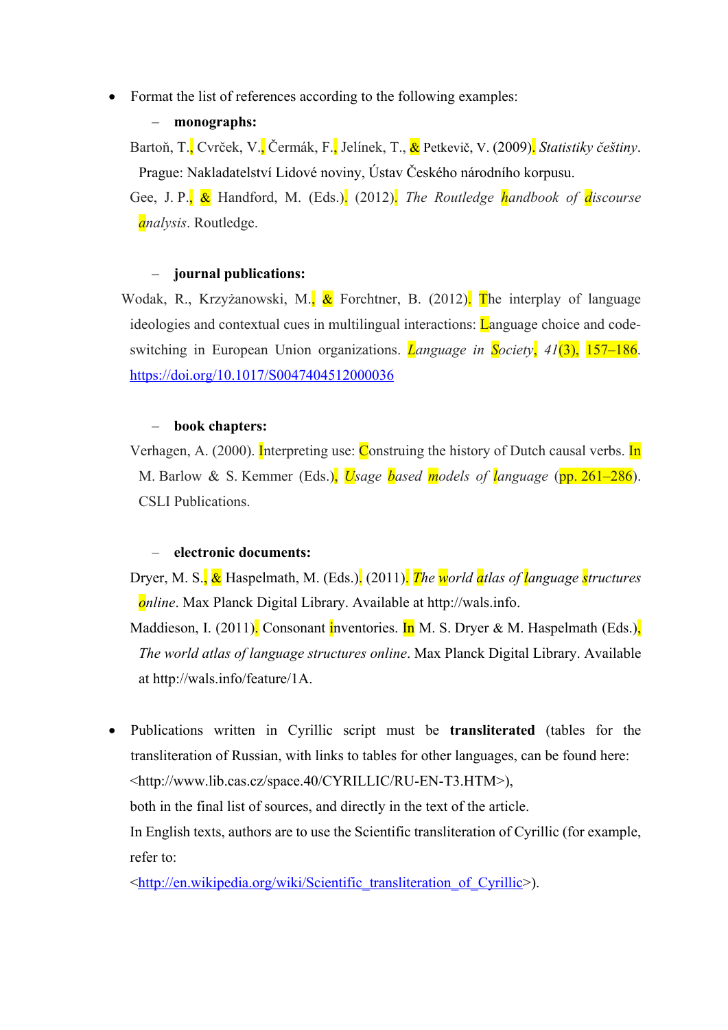- Format the list of references according to the following examples:
  - **monographs:**

Bartoň, T., Cvrček, V., Čermák, F., Jelínek, T., & Petkevič, V. (2009). *Statistiky češtiny*. Prague: Nakladatelství Lidové noviny, Ústav Českého národního korpusu.

Gee, J. P., & Handford, M. (Eds.). (2012). *The Routledge handbook of discourse analysis*. Routledge.

- **journal publications:**

Wodak, R., Krzyżanowski, M., & Forchtner, B. (2012). The interplay of language ideologies and contextual cues in multilingual interactions: Language choice and code-switching in European Union organizations. *Language in Society*, *41*(3), 157–186. https://doi.org/10.1017/S0047404512000036

- **book chapters:**

Verhagen, A. (2000). Interpreting use: Construing the history of Dutch causal verbs. In M. Barlow & S. Kemmer (Eds.), *Usage based models of language* (pp. 261–286). CSLI Publications.

- **electronic documents:**

Dryer, M. S., & Haspelmath, M. (Eds.). (2011). *The world atlas of language structures online*. Max Planck Digital Library. Available at http://wals.info.

Maddieson, I. (2011). Consonant inventories. In M. S. Dryer & M. Haspelmath (Eds.), *The world atlas of language structures online*. Max Planck Digital Library. Available at http://wals.info/feature/1A.

- Publications written in Cyrillic script must be **transliterated** (tables for the transliteration of Russian, with links to tables for other languages, can be found here: <http://www.lib.cas.cz/space.40/CYRILLIC/RU-EN-T3.HTM>), both in the final list of sources, and directly in the text of the article.
  In English texts, authors are to use the Scientific transliteration of Cyrillic (for example, refer to: <http://en.wikipedia.org/wiki/Scientific_transliteration_of_Cyrillic>).